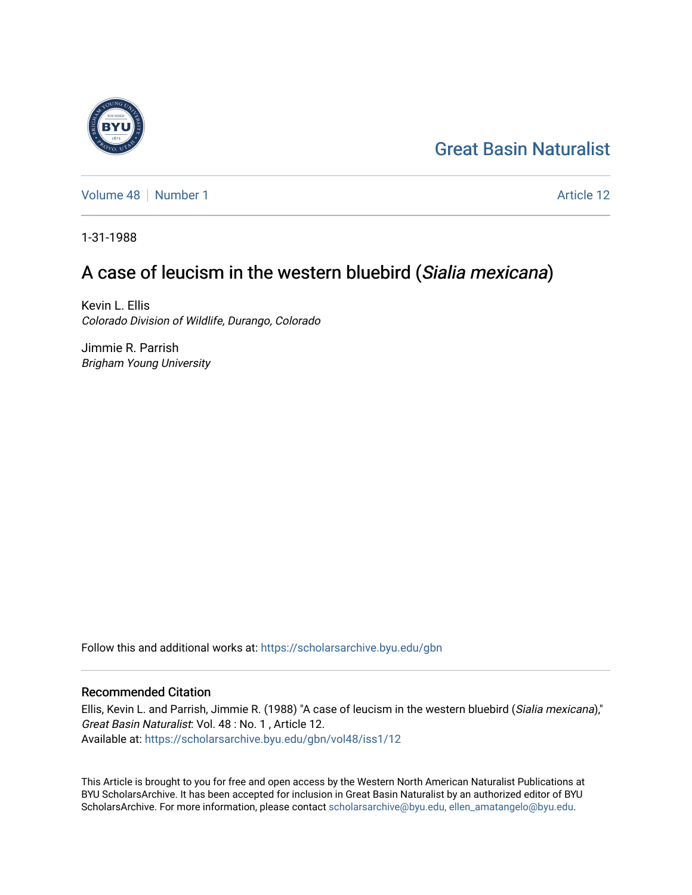# Great Basin Naturalist

Volume 48 | Number 1 | Article 12

1-31-1988

## A case of leucism in the western bluebird (*Sialia mexicana*)

Kevin L. Ellis
*Colorado Division of Wildlife, Durango, Colorado*

Jimmie R. Parrish
*Brigham Young University*

Follow this and additional works at: https://scholarsarchive.byu.edu/gbn

### Recommended Citation

Ellis, Kevin L. and Parrish, Jimmie R. (1988) "A case of leucism in the western bluebird (*Sialia mexicana*)," *Great Basin Naturalist*: Vol. 48 : No. 1 , Article 12.
Available at: https://scholarsarchive.byu.edu/gbn/vol48/iss1/12

This Article is brought to you for free and open access by the Western North American Naturalist Publications at BYU ScholarsArchive. It has been accepted for inclusion in Great Basin Naturalist by an authorized editor of BYU ScholarsArchive. For more information, please contact scholarsarchive@byu.edu, ellen_amatangelo@byu.edu.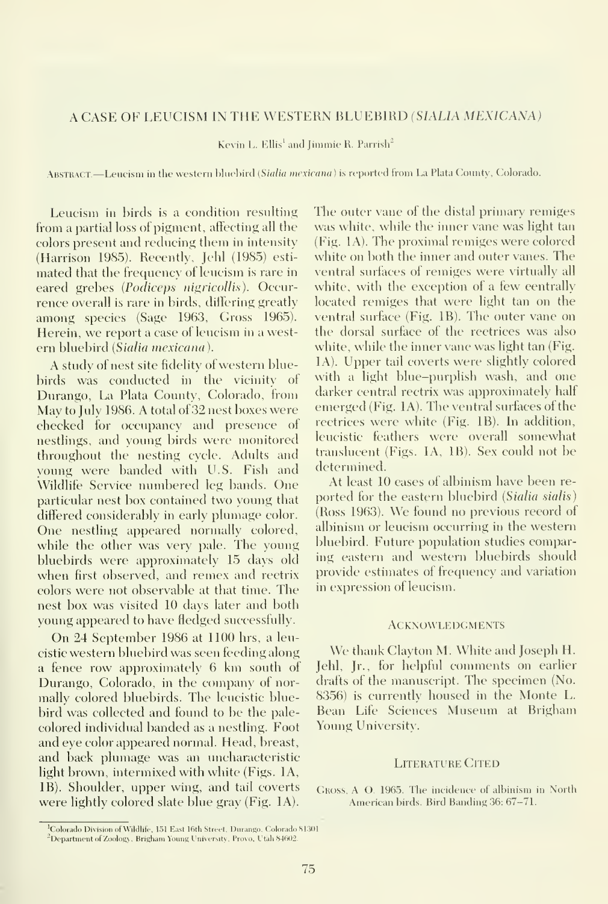# A CASE OF LEUCISM IN THE WESTERN BLUEBIRD (*SIALIA MEXICANA*)

Kevin L. Ellis[1] and Jimmie R. Parrish[2]

Abstract.—Leucism in the western bluebird (*Sialia mexicana*) is reported from La Plata County, Colorado.

Leucism in birds is a condition resulting from a partial loss of pigment, affecting all the colors present and reducing them in intensity (Harrison 1985). Recently, Jehl (1985) estimated that the frequency of leucism is rare in eared grebes (*Podiceps nigricollis*). Occurrence overall is rare in birds, differing greatly among species (Sage 1963, Gross 1965). Herein, we report a case of leucism in a western bluebird (*Sialia mexicana*).

A study of nest site fidelity of western bluebirds was conducted in the vicinity of Durango, La Plata County, Colorado, from May to July 1986. A total of 32 nest boxes were checked for occupancy and presence of nestlings, and young birds were monitored throughout the nesting cycle. Adults and young were banded with U.S. Fish and Wildlife Service numbered leg bands. One particular nest box contained two young that differed considerably in early plumage color. One nestling appeared normally colored, while the other was very pale. The young bluebirds were approximately 15 days old when first observed, and remex and rectrix colors were not observable at that time. The nest box was visited 10 days later and both young appeared to have fledged successfully.

On 24 September 1986 at 1100 hrs, a leucistic western bluebird was seen feeding along a fence row approximately 6 km south of Durango, Colorado, in the company of normally colored bluebirds. The leucistic bluebird was collected and found to be the pale-colored individual banded as a nestling. Foot and eye color appeared normal. Head, breast, and back plumage was an uncharacteristic light brown, intermixed with white (Figs. 1A, 1B). Shoulder, upper wing, and tail coverts were lightly colored slate blue gray (Fig. 1A). The outer vane of the distal primary remiges was white, while the inner vane was light tan (Fig. 1A). The proximal remiges were colored white on both the inner and outer vanes. The ventral surfaces of remiges were virtually all white, with the exception of a few centrally located remiges that were light tan on the ventral surface (Fig. 1B). The outer vane on the dorsal surface of the rectrices was also white, while the inner vane was light tan (Fig. 1A). Upper tail coverts were slightly colored with a light blue–purplish wash, and one darker central rectrix was approximately half emerged (Fig. 1A). The ventral surfaces of the rectrices were white (Fig. 1B). In addition, leucistic feathers were overall somewhat translucent (Figs. 1A, 1B). Sex could not be determined.

At least 10 cases of albinism have been reported for the eastern bluebird (*Sialia sialis*) (Ross 1963). We found no previous record of albinism or leucism occurring in the western bluebird. Future population studies comparing eastern and western bluebirds should provide estimates of frequency and variation in expression of leucism.

## Acknowledgments

We thank Clayton M. White and Joseph H. Jehl, Jr., for helpful comments on earlier drafts of the manuscript. The specimen (No. 8356) is currently housed in the Monte L. Bean Life Sciences Museum at Brigham Young University.

## Literature Cited

Gross, A. O. 1965. The incidence of albinism in North American birds. Bird Banding 36: 67–71.

[1] Colorado Division of Wildlife, 151 East 16th Street, Durango, Colorado 81301

[2] Department of Zoology, Brigham Young University, Provo, Utah 84602.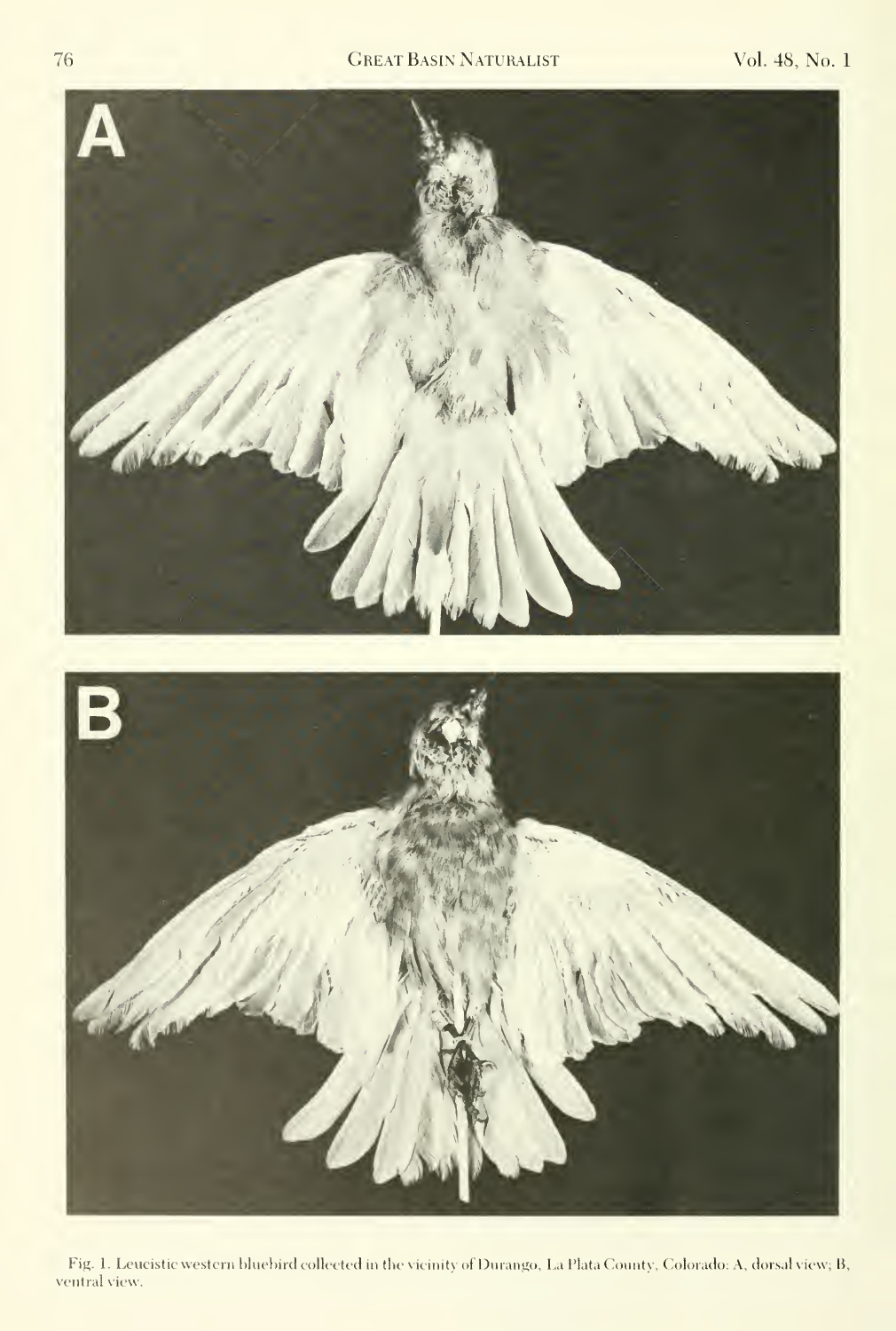Fig. 1. Leucistic western bluebird collected in the vicinity of Durango, La Plata County, Colorado: A, dorsal view; B, ventral view.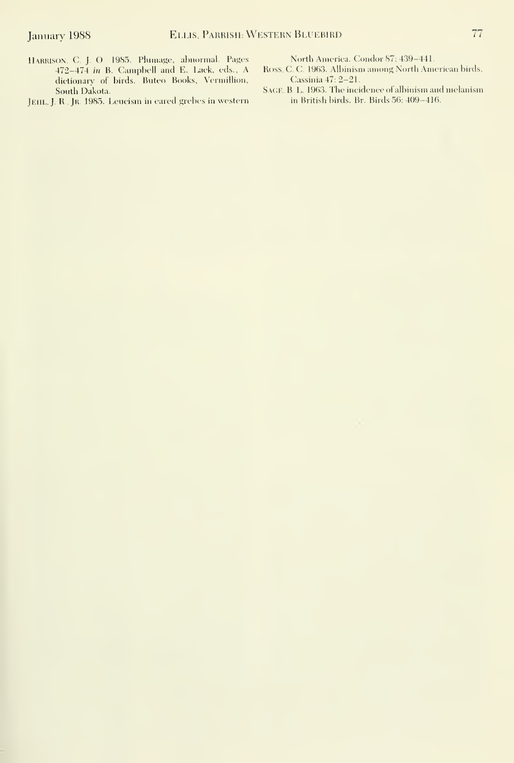Harrison, C. J. O. 1985. Plumage, abnormal. Pages 472–474 *in* B. Campbell and E. Lack, eds., A dictionary of birds. Buteo Books, Vermillion, South Dakota.

Jehl, J. R., Jr. 1985. Leucism in eared grebes in western North America. Condor 87: 439–441.

Ross, C. C. 1963. Albinism among North American birds. Cassinia 47: 2–21.

Sage, B. L. 1963. The incidence of albinism and melanism in British birds. Br. Birds 56: 409–416.